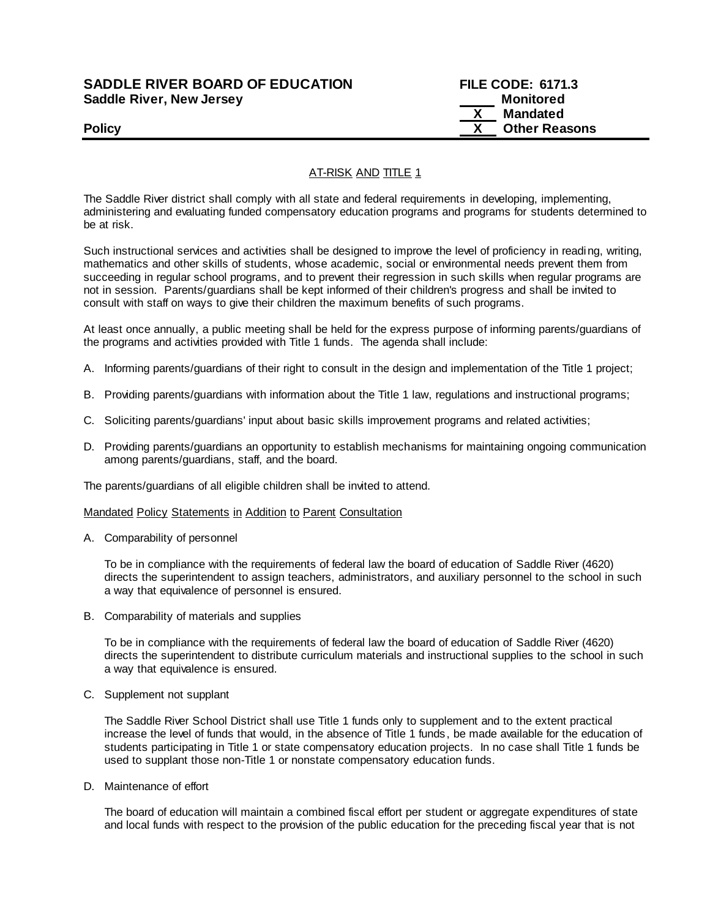**SADDLE RIVER BOARD OF EDUCATION** **FILE CODE: 6171.3**
**Saddle River, New Jersey**

____ **Monitored**
__X__ **Mandated**
__X__ **Other Reasons**

**Policy**

## AT-RISK AND TITLE 1

The Saddle River district shall comply with all state and federal requirements in developing, implementing, administering and evaluating funded compensatory education programs and programs for students determined to be at risk.

Such instructional services and activities shall be designed to improve the level of proficiency in reading, writing, mathematics and other skills of students, whose academic, social or environmental needs prevent them from succeeding in regular school programs, and to prevent their regression in such skills when regular programs are not in session. Parents/guardians shall be kept informed of their children's progress and shall be invited to consult with staff on ways to give their children the maximum benefits of such programs.

At least once annually, a public meeting shall be held for the express purpose of informing parents/guardians of the programs and activities provided with Title 1 funds. The agenda shall include:

A. Informing parents/guardians of their right to consult in the design and implementation of the Title 1 project;

B. Providing parents/guardians with information about the Title 1 law, regulations and instructional programs;

C. Soliciting parents/guardians' input about basic skills improvement programs and related activities;

D. Providing parents/guardians an opportunity to establish mechanisms for maintaining ongoing communication among parents/guardians, staff, and the board.

The parents/guardians of all eligible children shall be invited to attend.

### Mandated Policy Statements in Addition to Parent Consultation

A. Comparability of personnel

   To be in compliance with the requirements of federal law the board of education of Saddle River (4620) directs the superintendent to assign teachers, administrators, and auxiliary personnel to the school in such a way that equivalence of personnel is ensured.

B. Comparability of materials and supplies

   To be in compliance with the requirements of federal law the board of education of Saddle River (4620) directs the superintendent to distribute curriculum materials and instructional supplies to the school in such a way that equivalence is ensured.

C. Supplement not supplant

   The Saddle River School District shall use Title 1 funds only to supplement and to the extent practical increase the level of funds that would, in the absence of Title 1 funds, be made available for the education of students participating in Title 1 or state compensatory education projects. In no case shall Title 1 funds be used to supplant those non-Title 1 or nonstate compensatory education funds.

D. Maintenance of effort

   The board of education will maintain a combined fiscal effort per student or aggregate expenditures of state and local funds with respect to the provision of the public education for the preceding fiscal year that is not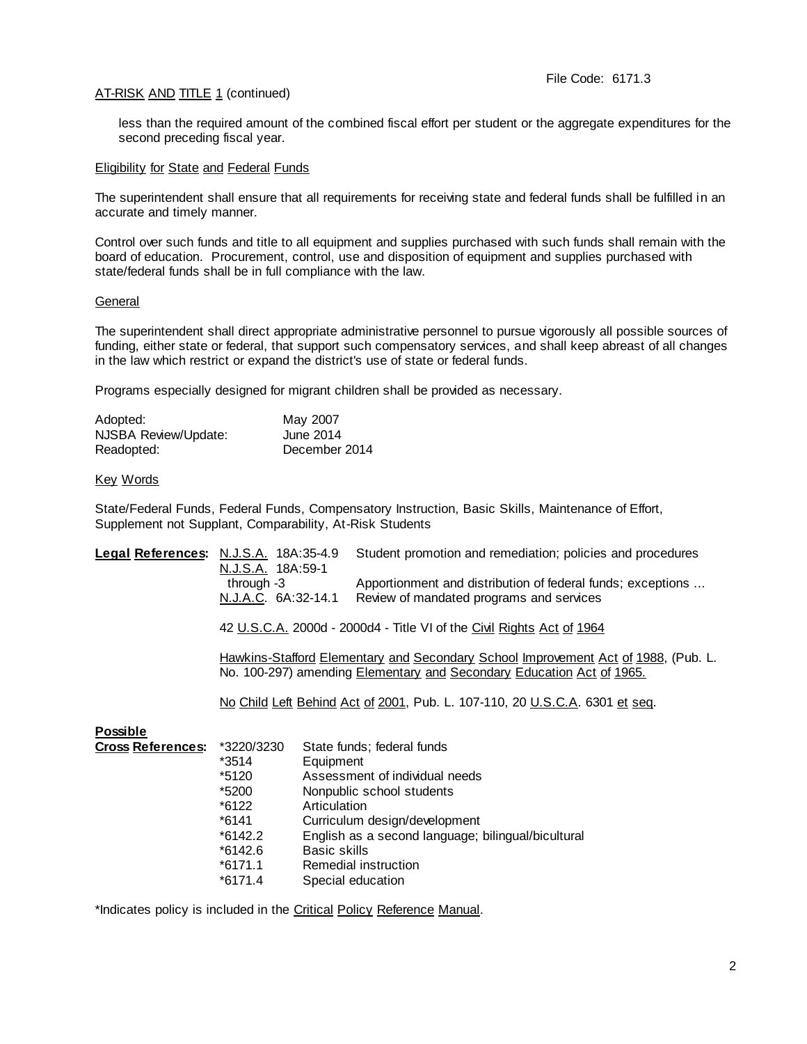less than the required amount of the combined fiscal effort per student or the aggregate expenditures for the second preceding fiscal year.

### Eligibility for State and Federal Funds

The superintendent shall ensure that all requirements for receiving state and federal funds shall be fulfilled in an accurate and timely manner.

Control over such funds and title to all equipment and supplies purchased with such funds shall remain with the board of education. Procurement, control, use and disposition of equipment and supplies purchased with state/federal funds shall be in full compliance with the law.

### General

The superintendent shall direct appropriate administrative personnel to pursue vigorously all possible sources of funding, either state or federal, that support such compensatory services, and shall keep abreast of all changes in the law which restrict or expand the district's use of state or federal funds.

Programs especially designed for migrant children shall be provided as necessary.

| | |
|---|---|
| Adopted: | May 2007 |
| NJSBA Review/Update: | June 2014 |
| Readopted: | December 2014 |

### Key Words

State/Federal Funds, Federal Funds, Compensatory Instruction, Basic Skills, Maintenance of Effort, Supplement not Supplant, Comparability, At-Risk Students

**Legal References:**

| | |
|---|---|
| N.J.S.A. 18A:35-4.9 | Student promotion and remediation; policies and procedures |
| N.J.S.A. 18A:59-1 through -3 | Apportionment and distribution of federal funds; exceptions … |
| N.J.A.C. 6A:32-14.1 | Review of mandated programs and services |

42 U.S.C.A. 2000d - 2000d4 - Title VI of the Civil Rights Act of 1964

Hawkins-Stafford Elementary and Secondary School Improvement Act of 1988, (Pub. L. No. 100-297) amending Elementary and Secondary Education Act of 1965.

No Child Left Behind Act of 2001, Pub. L. 107-110, 20 U.S.C.A. 6301 et seq.

**Possible Cross References:**

| | |
|---|---|
| *3220/3230 | State funds; federal funds |
| *3514 | Equipment |
| *5120 | Assessment of individual needs |
| *5200 | Nonpublic school students |
| *6122 | Articulation |
| *6141 | Curriculum design/development |
| *6142.2 | English as a second language; bilingual/bicultural |
| *6142.6 | Basic skills |
| *6171.1 | Remedial instruction |
| *6171.4 | Special education |

*Indicates policy is included in the Critical Policy Reference Manual.